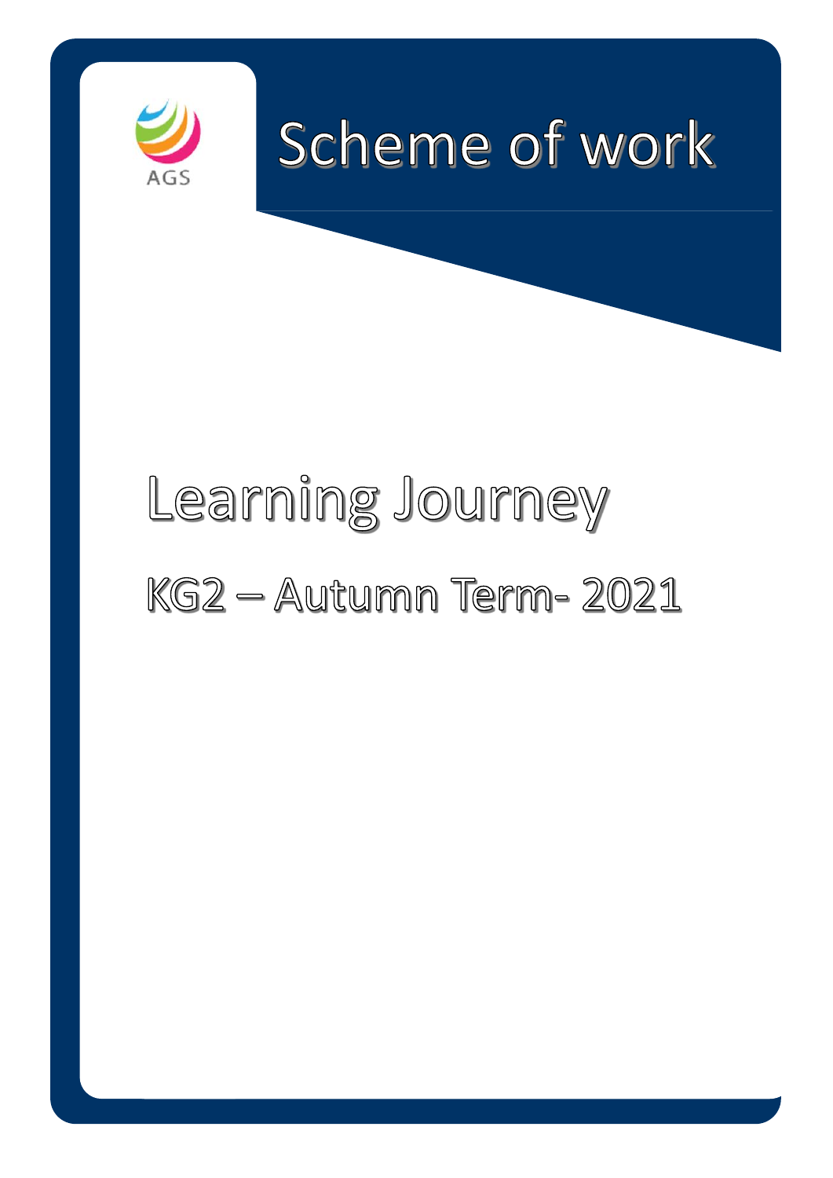AGS

# Scheme of work

# Learning Journey

## KG2 – Autumn Term- 2021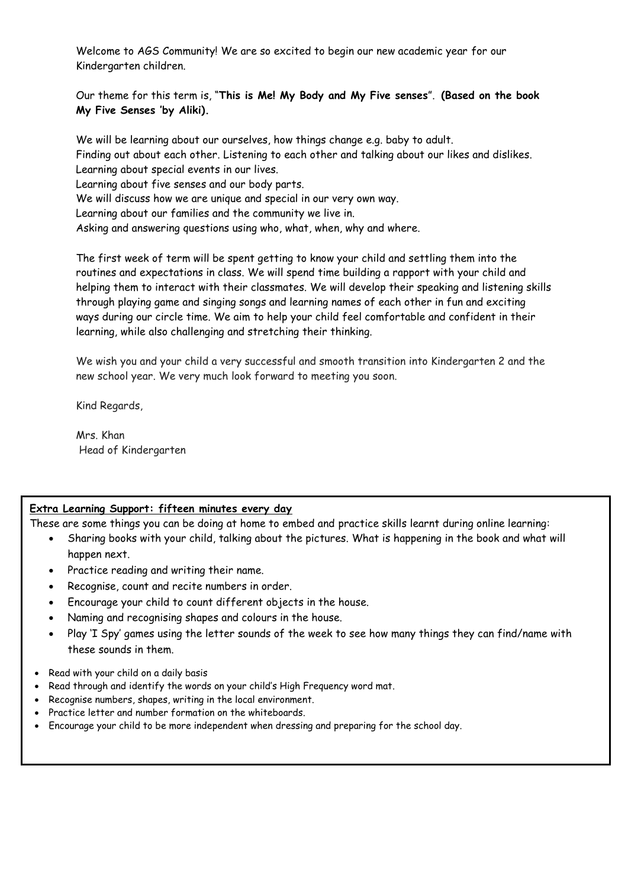Welcome to AGS Community! We are so excited to begin our new academic year for our Kindergarten children.

Our theme for this term is, "**This is Me! My Body and My Five senses**". **(Based on the book My Five Senses 'by Aliki).**

We will be learning about our ourselves, how things change e.g. baby to adult.
Finding out about each other. Listening to each other and talking about our likes and dislikes.
Learning about special events in our lives.
Learning about five senses and our body parts.
We will discuss how we are unique and special in our very own way.
Learning about our families and the community we live in.
Asking and answering questions using who, what, when, why and where.

The first week of term will be spent getting to know your child and settling them into the routines and expectations in class. We will spend time building a rapport with your child and helping them to interact with their classmates. We will develop their speaking and listening skills through playing game and singing songs and learning names of each other in fun and exciting ways during our circle time. We aim to help your child feel comfortable and confident in their learning, while also challenging and stretching their thinking.

We wish you and your child a very successful and smooth transition into Kindergarten 2 and the new school year. We very much look forward to meeting you soon.

Kind Regards,

Mrs. Khan
Head of Kindergarten

**Extra Learning Support: fifteen minutes every day**

These are some things you can be doing at home to embed and practice skills learnt during online learning:

- Sharing books with your child, talking about the pictures. What is happening in the book and what will happen next.
- Practice reading and writing their name.
- Recognise, count and recite numbers in order.
- Encourage your child to count different objects in the house.
- Naming and recognising shapes and colours in the house.
- Play 'I Spy' games using the letter sounds of the week to see how many things they can find/name with these sounds in them.

- Read with your child on a daily basis
- Read through and identify the words on your child's High Frequency word mat.
- Recognise numbers, shapes, writing in the local environment.
- Practice letter and number formation on the whiteboards.
- Encourage your child to be more independent when dressing and preparing for the school day.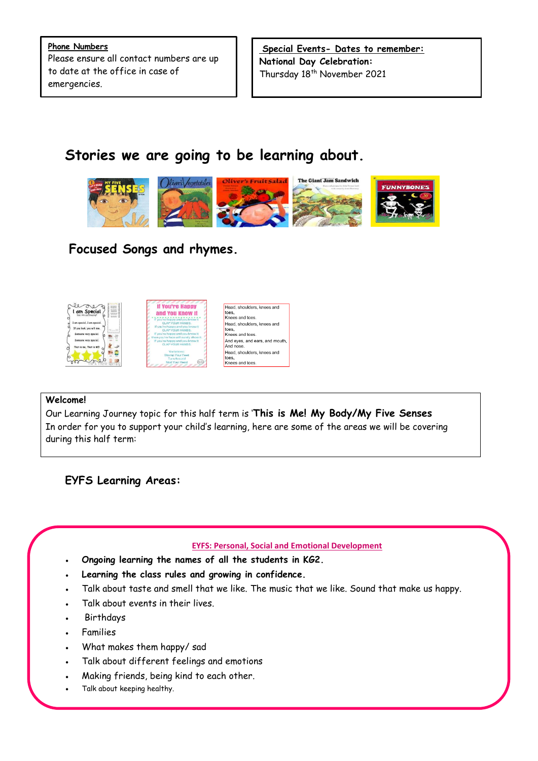**Phone Numbers**
Please ensure all contact numbers are up to date at the office in case of emergencies.

**Special Events- Dates to remember:**
**National Day Celebration:**
Thursday 18th November 2021

## Stories we are going to be learning about.

## Focused Songs and rhymes.

Head, shoulders, knees and toes,
Knees and toes.
Head, shoulders, knees and toes,
Knees and toes.
And eyes, and ears, and mouth,
And nose.
Head, shoulders, knees and toes,
Knees and toes.

**Welcome!**
Our Learning Journey topic for this half term is '**This is Me! My Body/My Five Senses**
In order for you to support your child's learning, here are some of the areas we will be covering during this half term:

## EYFS Learning Areas:

### EYFS: Personal, Social and Emotional Development

- **Ongoing learning the names of all the students in KG2.**
- **Learning the class rules and growing in confidence.**
- Talk about taste and smell that we like. The music that we like. Sound that make us happy.
- Talk about events in their lives.
- Birthdays
- Families
- What makes them happy/ sad
- Talk about different feelings and emotions
- Making friends, being kind to each other.
- Talk about keeping healthy.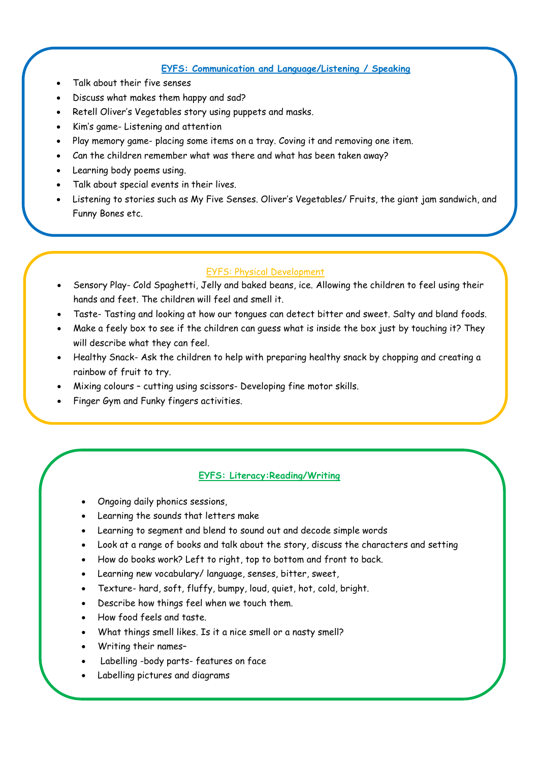## EYFS: Communication and Language/Listening / Speaking

- Talk about their five senses
- Discuss what makes them happy and sad?
- Retell Oliver's Vegetables story using puppets and masks.
- Kim's game- Listening and attention
- Play memory game- placing some items on a tray. Coving it and removing one item.
- Can the children remember what was there and what has been taken away?
- Learning body poems using.
- Talk about special events in their lives.
- Listening to stories such as My Five Senses. Oliver's Vegetables/ Fruits, the giant jam sandwich, and Funny Bones etc.

## EYFS: Physical Development

- Sensory Play- Cold Spaghetti, Jelly and baked beans, ice. Allowing the children to feel using their hands and feet. The children will feel and smell it.
- Taste- Tasting and looking at how our tongues can detect bitter and sweet. Salty and bland foods.
- Make a feely box to see if the children can guess what is inside the box just by touching it? They will describe what they can feel.
- Healthy Snack- Ask the children to help with preparing healthy snack by chopping and creating a rainbow of fruit to try.
- Mixing colours – cutting using scissors- Developing fine motor skills.
- Finger Gym and Funky fingers activities.

## EYFS: Literacy:Reading/Writing

- Ongoing daily phonics sessions,
- Learning the sounds that letters make
- Learning to segment and blend to sound out and decode simple words
- Look at a range of books and talk about the story, discuss the characters and setting
- How do books work? Left to right, top to bottom and front to back.
- Learning new vocabulary/ language, senses, bitter, sweet,
- Texture- hard, soft, fluffy, bumpy, loud, quiet, hot, cold, bright.
- Describe how things feel when we touch them.
- How food feels and taste.
- What things smell likes. Is it a nice smell or a nasty smell?
- Writing their names–
- Labelling -body parts- features on face
- Labelling pictures and diagrams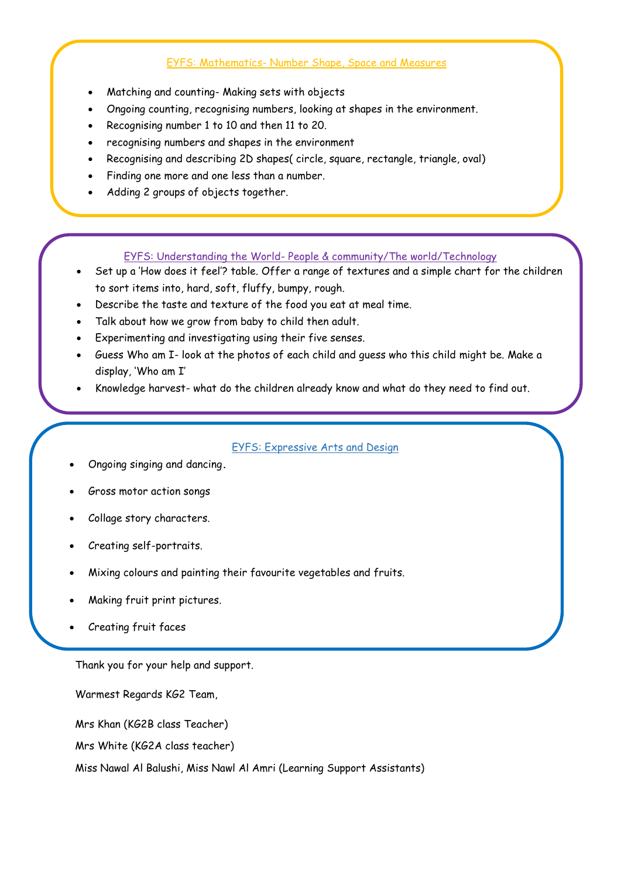## EYFS: Mathematics- Number Shape, Space and Measures

- Matching and counting- Making sets with objects
- Ongoing counting, recognising numbers, looking at shapes in the environment.
- Recognising number 1 to 10 and then 11 to 20.
- recognising numbers and shapes in the environment
- Recognising and describing 2D shapes( circle, square, rectangle, triangle, oval)
- Finding one more and one less than a number.
- Adding 2 groups of objects together.

## EYFS: Understanding the World- People & community/The world/Technology

- Set up a 'How does it feel'? table. Offer a range of textures and a simple chart for the children to sort items into, hard, soft, fluffy, bumpy, rough.
- Describe the taste and texture of the food you eat at meal time.
- Talk about how we grow from baby to child then adult.
- Experimenting and investigating using their five senses.
- Guess Who am I- look at the photos of each child and guess who this child might be. Make a display, 'Who am I'
- Knowledge harvest- what do the children already know and what do they need to find out.

## EYFS: Expressive Arts and Design

- Ongoing singing and dancing.
- Gross motor action songs
- Collage story characters.
- Creating self-portraits.
- Mixing colours and painting their favourite vegetables and fruits.
- Making fruit print pictures.
- Creating fruit faces

Thank you for your help and support.

Warmest Regards KG2 Team,

Mrs Khan (KG2B class Teacher)

Mrs White (KG2A class teacher)

Miss Nawal Al Balushi, Miss Nawl Al Amri (Learning Support Assistants)